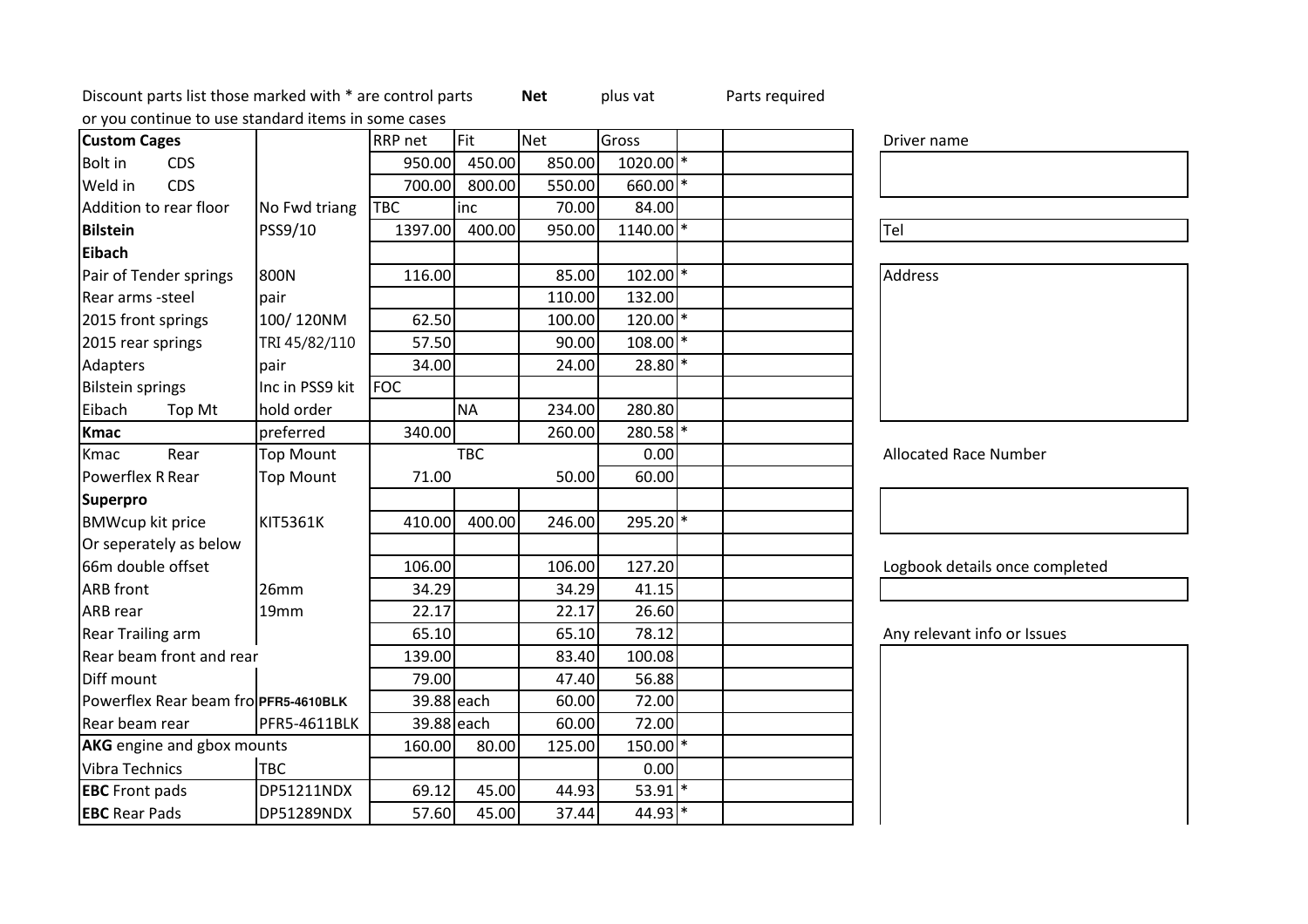Discount parts list those marked with * are control parts **Net** plus vat Parts required
or you continue to use standard items in some cases

| **Custom Cages** | | RRP net | Fit | Net | Gross | | |
|---|---|---|---|---|---|---|---|
| Bolt in CDS | | 950.00 | 450.00 | 850.00 | 1020.00 | * | |
| Weld in CDS | | 700.00 | 800.00 | 550.00 | 660.00 | * | |
| Addition to rear floor | No Fwd triang | TBC | inc | 70.00 | 84.00 | | |
| **Bilstein** | PSS9/10 | 1397.00 | 400.00 | 950.00 | 1140.00 | * | |
| **Eibach** | | | | | | | |
| Pair of Tender springs | 800N | 116.00 | | 85.00 | 102.00 | * | |
| Rear arms -steel | pair | | | 110.00 | 132.00 | | |
| 2015 front springs | 100/ 120NM | 62.50 | | 100.00 | 120.00 | * | |
| 2015 rear springs | TRI 45/82/110 | 57.50 | | 90.00 | 108.00 | * | |
| Adapters | pair | 34.00 | | 24.00 | 28.80 | * | |
| Bilstein springs | Inc in PSS9 kit | FOC | | | | | |
| Eibach Top Mt | hold order | | NA | 234.00 | 280.80 | | |
| **Kmac** | preferred | 340.00 | | 260.00 | 280.58 | * | |
| Kmac Rear | Top Mount | | TBC | | 0.00 | | |
| Powerflex R Rear | Top Mount | 71.00 | | 50.00 | 60.00 | | |
| **Superpro** | | | | | | | |
| BMWcup kit price | KIT5361K | 410.00 | 400.00 | 246.00 | 295.20 | * | |
| Or seperately as below | | | | | | | |
| 66m double offset | | 106.00 | | 106.00 | 127.20 | | |
| ARB front | 26mm | 34.29 | | 34.29 | 41.15 | | |
| ARB rear | 19mm | 22.17 | | 22.17 | 26.60 | | |
| Rear Trailing arm | | 65.10 | | 65.10 | 78.12 | | |
| Rear beam front and rear | | 139.00 | | 83.40 | 100.08 | | |
| Diff mount | | 79.00 | | 47.40 | 56.88 | | |
| Powerflex Rear beam fro | **PFR5-4610BLK** | 39.88 | each | 60.00 | 72.00 | | |
| Rear beam rear | PFR5-4611BLK | 39.88 | each | 60.00 | 72.00 | | |
| **AKG** engine and gbox mounts | | 160.00 | 80.00 | 125.00 | 150.00 | * | |
| Vibra Technics | TBC | | | | 0.00 | | |
| **EBC** Front pads | DP51211NDX | 69.12 | 45.00 | 44.93 | 53.91 | * | |
| **EBC** Rear Pads | DP51289NDX | 57.60 | 45.00 | 37.44 | 44.93 | * | |

Driver name

Tel

Address

Allocated Race Number

Logbook details once completed

Any relevant info or Issues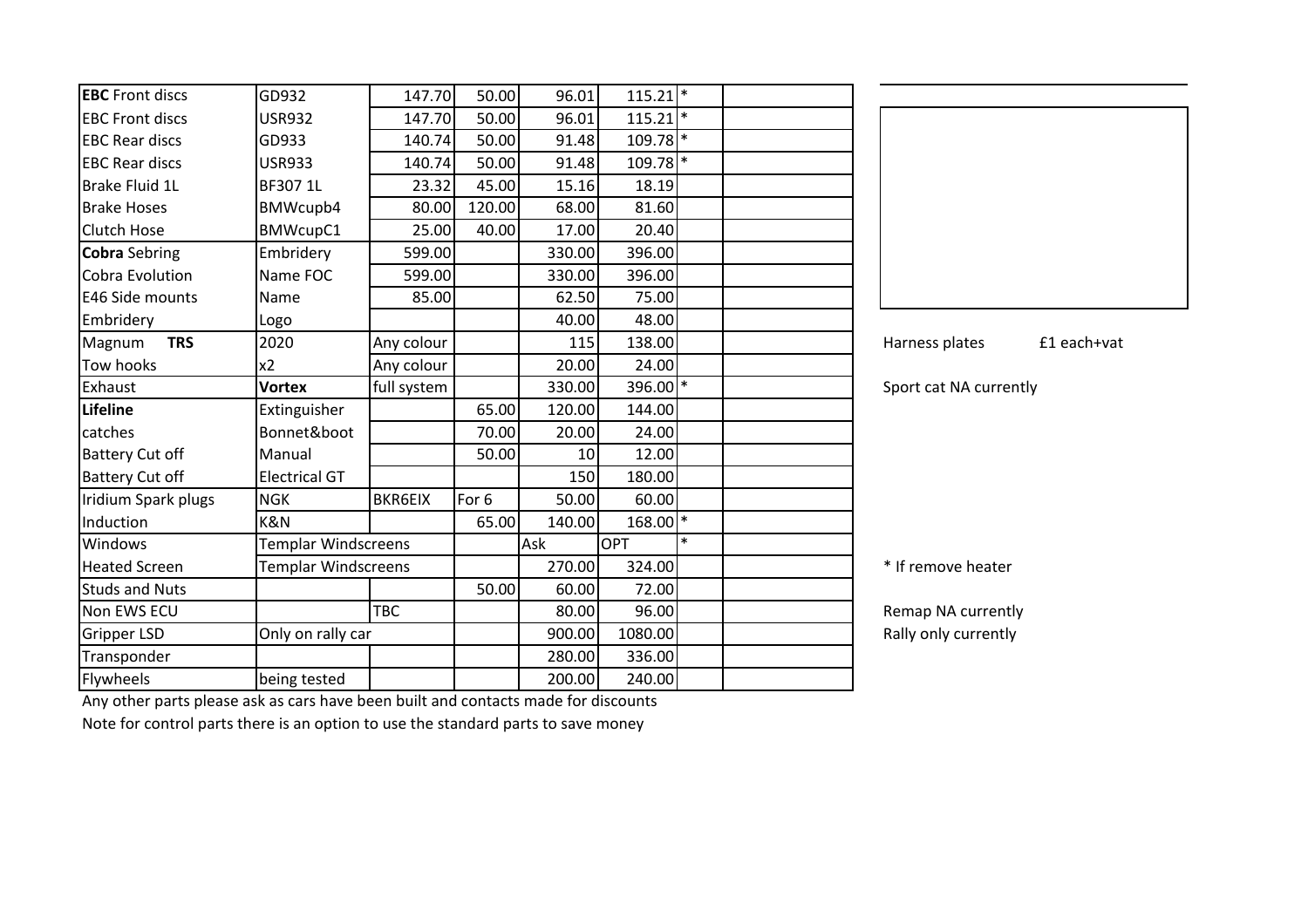| | | | | | | | |
|---|---|---|---|---|---|---|---|
| **EBC** Front discs | GD932 | 147.70 | 50.00 | 96.01 | 115.21 | * | |
| EBC Front discs | USR932 | 147.70 | 50.00 | 96.01 | 115.21 | * | |
| EBC Rear discs | GD933 | 140.74 | 50.00 | 91.48 | 109.78 | * | |
| EBC Rear discs | USR933 | 140.74 | 50.00 | 91.48 | 109.78 | * | |
| Brake Fluid 1L | BF307 1L | 23.32 | 45.00 | 15.16 | 18.19 | | |
| Brake Hoses | BMWcupb4 | 80.00 | 120.00 | 68.00 | 81.60 | | |
| Clutch Hose | BMWcupC1 | 25.00 | 40.00 | 17.00 | 20.40 | | |
| **Cobra** Sebring | Embridery | 599.00 | | 330.00 | 396.00 | | |
| Cobra Evolution | Name FOC | 599.00 | | 330.00 | 396.00 | | |
| E46 Side mounts | Name | 85.00 | | 62.50 | 75.00 | | |
| Embridery | Logo | | | 40.00 | 48.00 | | |
| Magnum **TRS** | 2020 | Any colour | | 115 | 138.00 | | |
| Tow hooks | x2 | Any colour | | 20.00 | 24.00 | | |
| Exhaust | **Vortex** | full system | | 330.00 | 396.00 | * | |
| **Lifeline** | Extinguisher | | 65.00 | 120.00 | 144.00 | | |
| catches | Bonnet&boot | | 70.00 | 20.00 | 24.00 | | |
| Battery Cut off | Manual | | 50.00 | 10 | 12.00 | | |
| Battery Cut off | Electrical GT | | | 150 | 180.00 | | |
| Iridium Spark plugs | NGK | BKR6EIX | For 6 | 50.00 | 60.00 | | |
| Induction | K&N | | 65.00 | 140.00 | 168.00 | * | |
| Windows | Templar Windscreens | | | Ask | OPT | * | |
| Heated Screen | Templar Windscreens | | | 270.00 | 324.00 | | |
| Studs and Nuts | | | 50.00 | 60.00 | 72.00 | | |
| Non EWS ECU | | TBC | | 80.00 | 96.00 | | |
| Gripper LSD | Only on rally car | | | 900.00 | 1080.00 | | |
| Transponder | | | | 280.00 | 336.00 | | |
| Flywheels | being tested | | | 200.00 | 240.00 | | |

Any other parts please ask as cars have been built and contacts made for discounts

Note for control parts there is an option to use the standard parts to save money

Harness plates £1 each+vat

Sport cat NA currently

* If remove heater

Remap NA currently

Rally only currently